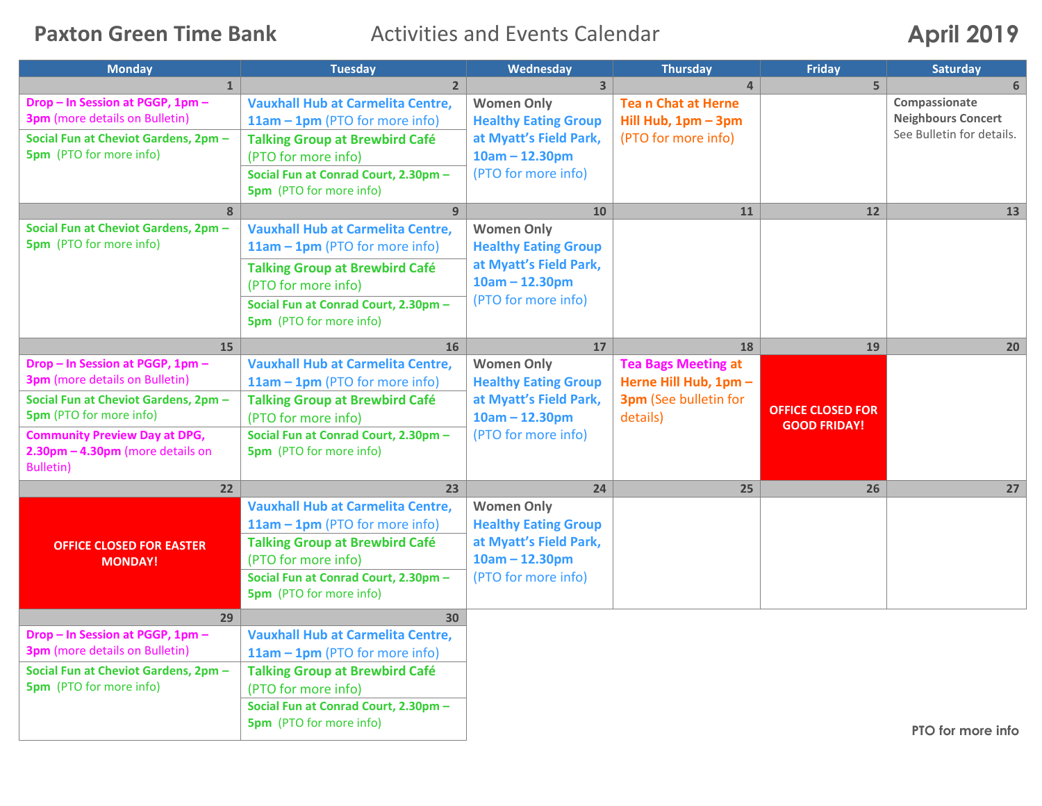# Paxton Green Time Bank

## Activities and Events Calendar

## April 2019

| Monday | Tuesday | Wednesday | Thursday | Friday | Saturday |
|---|---|---|---|---|---|
| **1**<br>**Drop – In Session at PGGP, 1pm – 3pm** (more details on Bulletin)<br>**Social Fun at Cheviot Gardens, 2pm – 5pm** (PTO for more info) | **2**<br>**Vauxhall Hub at Carmelita Centre, 11am – 1pm** (PTO for more info)<br>**Talking Group at Brewbird Café** (PTO for more info)<br>**Social Fun at Conrad Court, 2.30pm – 5pm** (PTO for more info) | **3**<br>**Women Only**<br>**Healthy Eating Group at Myatt's Field Park, 10am – 12.30pm** (PTO for more info) | **4**<br>**Tea n Chat at Herne Hill Hub, 1pm – 3pm** (PTO for more info) | **5** | **6**<br>**Compassionate Neighbours Concert**<br>See Bulletin for details. |
| **8**<br>**Social Fun at Cheviot Gardens, 2pm – 5pm** (PTO for more info) | **9**<br>**Vauxhall Hub at Carmelita Centre, 11am – 1pm** (PTO for more info)<br>**Talking Group at Brewbird Café** (PTO for more info)<br>**Social Fun at Conrad Court, 2.30pm – 5pm** (PTO for more info) | **10**<br>**Women Only**<br>**Healthy Eating Group at Myatt's Field Park, 10am – 12.30pm** (PTO for more info) | **11** | **12** | **13** |
| **15**<br>**Drop – In Session at PGGP, 1pm – 3pm** (more details on Bulletin)<br>**Social Fun at Cheviot Gardens, 2pm – 5pm** (PTO for more info)<br>**Community Preview Day at DPG, 2.30pm – 4.30pm** (more details on Bulletin) | **16**<br>**Vauxhall Hub at Carmelita Centre, 11am – 1pm** (PTO for more info)<br>**Talking Group at Brewbird Café** (PTO for more info)<br>**Social Fun at Conrad Court, 2.30pm – 5pm** (PTO for more info) | **17**<br>**Women Only**<br>**Healthy Eating Group at Myatt's Field Park, 10am – 12.30pm** (PTO for more info) | **18**<br>**Tea Bags Meeting at Herne Hill Hub, 1pm – 3pm** (See bulletin for details) | **19**<br>**OFFICE CLOSED FOR GOOD FRIDAY!** | **20** |
| **22**<br>**OFFICE CLOSED FOR EASTER MONDAY!** | **23**<br>**Vauxhall Hub at Carmelita Centre, 11am – 1pm** (PTO for more info)<br>**Talking Group at Brewbird Café** (PTO for more info)<br>**Social Fun at Conrad Court, 2.30pm – 5pm** (PTO for more info) | **24**<br>**Women Only**<br>**Healthy Eating Group at Myatt's Field Park, 10am – 12.30pm** (PTO for more info) | **25** | **26** | **27** |
| **29**<br>**Drop – In Session at PGGP, 1pm – 3pm** (more details on Bulletin)<br>**Social Fun at Cheviot Gardens, 2pm – 5pm** (PTO for more info) | **30**<br>**Vauxhall Hub at Carmelita Centre, 11am – 1pm** (PTO for more info)<br>**Talking Group at Brewbird Café** (PTO for more info)<br>**Social Fun at Conrad Court, 2.30pm – 5pm** (PTO for more info) | | | | |

**PTO for more info**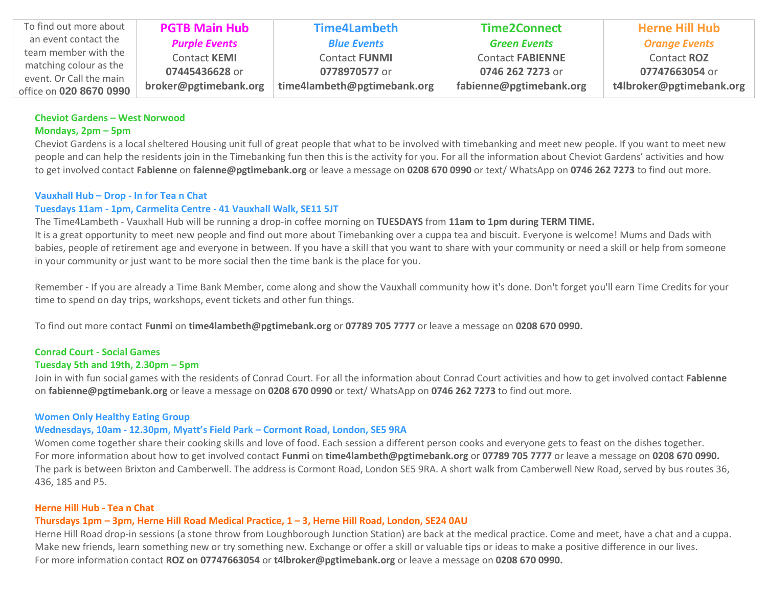| To find out more about an event contact the team member with the matching colour as the event. Or Call the main office on **020 8670 0990** | **PGTB Main Hub** ***Purple Events*** Contact **KEMI** **07445436628** or **broker@pgtimebank.org** | **Time4Lambeth** ***Blue Events*** Contact **FUNMI** **0778970577** or **time4lambeth@pgtimebank.org** | **Time2Connect** ***Green Events*** Contact **FABIENNE** **0746 262 7273** or **fabienne@pgtimebank.org** | **Herne Hill Hub** ***Orange Events*** Contact **ROZ** **07747663054** or **t4lbroker@pgtimebank.org** |
|---|---|---|---|---|

**Cheviot Gardens – West Norwood**
**Mondays, 2pm – 5pm**

Cheviot Gardens is a local sheltered Housing unit full of great people that what to be involved with timebanking and meet new people. If you want to meet new people and can help the residents join in the Timebanking fun then this is the activity for you. For all the information about Cheviot Gardens' activities and how to get involved contact **Fabienne** on **faienne@pgtimebank.org** or leave a message on **0208 670 0990** or text/ WhatsApp on **0746 262 7273** to find out more.

**Vauxhall Hub – Drop - In for Tea n Chat**
**Tuesdays 11am - 1pm, Carmelita Centre - 41 Vauxhall Walk, SE11 5JT**

The Time4Lambeth - Vauxhall Hub will be running a drop-in coffee morning on **TUESDAYS** from **11am to 1pm during TERM TIME.**
It is a great opportunity to meet new people and find out more about Timebanking over a cuppa tea and biscuit. Everyone is welcome! Mums and Dads with babies, people of retirement age and everyone in between. If you have a skill that you want to share with your community or need a skill or help from someone in your community or just want to be more social then the time bank is the place for you.

Remember - If you are already a Time Bank Member, come along and show the Vauxhall community how it's done. Don't forget you'll earn Time Credits for your time to spend on day trips, workshops, event tickets and other fun things.

To find out more contact **Funmi** on **time4lambeth@pgtimebank.org** or **07789 705 7777** or leave a message on **0208 670 0990.**

**Conrad Court - Social Games**
**Tuesday 5th and 19th, 2.30pm – 5pm**

Join in with fun social games with the residents of Conrad Court. For all the information about Conrad Court activities and how to get involved contact **Fabienne** on **fabienne@pgtimebank.org** or leave a message on **0208 670 0990** or text/ WhatsApp on **0746 262 7273** to find out more.

**Women Only Healthy Eating Group**
**Wednesdays, 10am - 12.30pm, Myatt's Field Park – Cormont Road, London, SE5 9RA**

Women come together share their cooking skills and love of food. Each session a different person cooks and everyone gets to feast on the dishes together.
For more information about how to get involved contact **Funmi** on **time4lambeth@pgtimebank.org** or **07789 705 7777** or leave a message on **0208 670 0990.**
The park is between Brixton and Camberwell. The address is Cormont Road, London SE5 9RA. A short walk from Camberwell New Road, served by bus routes 36, 436, 185 and P5.

**Herne Hill Hub - Tea n Chat**
**Thursdays 1pm – 3pm, Herne Hill Road Medical Practice, 1 – 3, Herne Hill Road, London, SE24 0AU**

Herne Hill Road drop-in sessions (a stone throw from Loughborough Junction Station) are back at the medical practice. Come and meet, have a chat and a cuppa. Make new friends, learn something new or try something new. Exchange or offer a skill or valuable tips or ideas to make a positive difference in our lives.
For more information contact **ROZ on 07747663054** or **t4lbroker@pgtimebank.org** or leave a message on **0208 670 0990.**